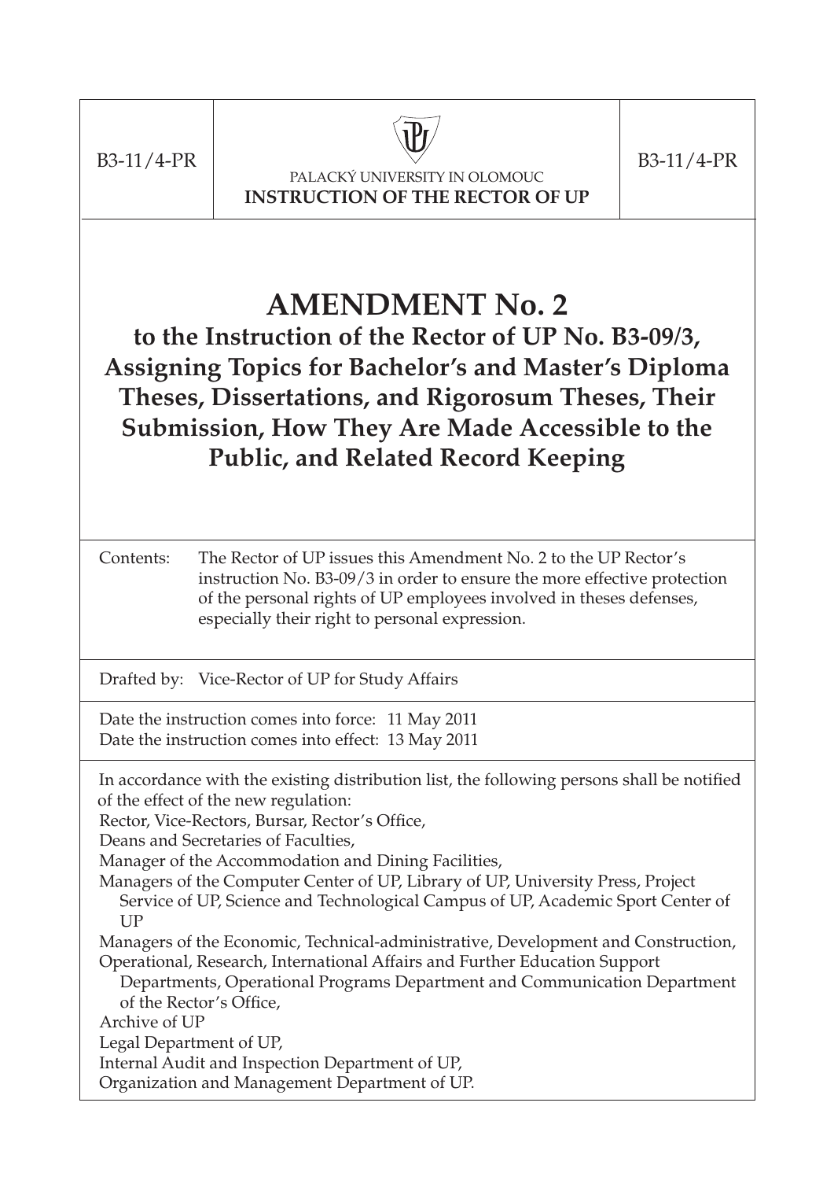B3-11/4-PR

PALACKÝ UNIVERSITY IN OLOMOUC
**INSTRUCTION OF THE RECTOR OF UP**

B3-11/4-PR

# AMENDMENT No. 2

## to the Instruction of the Rector of UP No. B3-09/3, Assigning Topics for Bachelor's and Master's Diploma Theses, Dissertations, and Rigorosum Theses, Their Submission, How They Are Made Accessible to the Public, and Related Record Keeping

Contents: The Rector of UP issues this Amendment No. 2 to the UP Rector's instruction No. B3-09/3 in order to ensure the more effective protection of the personal rights of UP employees involved in theses defenses, especially their right to personal expression.

Drafted by: Vice-Rector of UP for Study Affairs

Date the instruction comes into force: 11 May 2011
Date the instruction comes into effect: 13 May 2011

In accordance with the existing distribution list, the following persons shall be notified of the effect of the new regulation:
Rector, Vice-Rectors, Bursar, Rector's Office,
Deans and Secretaries of Faculties,
Manager of the Accommodation and Dining Facilities,
Managers of the Computer Center of UP, Library of UP, University Press, Project Service of UP, Science and Technological Campus of UP, Academic Sport Center of UP
Managers of the Economic, Technical-administrative, Development and Construction, Operational, Research, International Affairs and Further Education Support Departments, Operational Programs Department and Communication Department of the Rector's Office,
Archive of UP
Legal Department of UP,
Internal Audit and Inspection Department of UP,
Organization and Management Department of UP.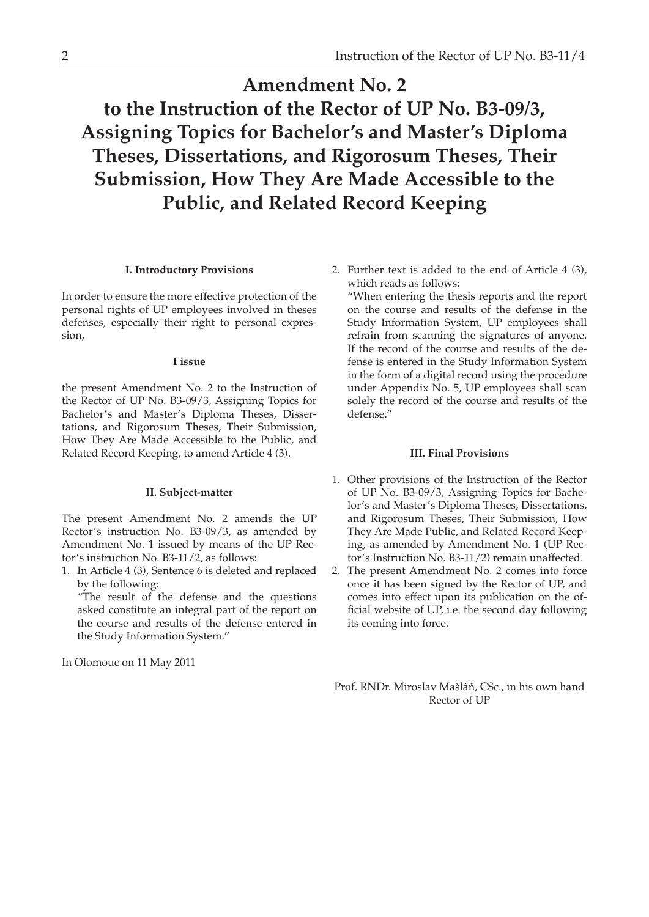# Amendment No. 2 to the Instruction of the Rector of UP No. B3-09/3, Assigning Topics for Bachelor's and Master's Diploma Theses, Dissertations, and Rigorosum Theses, Their Submission, How They Are Made Accessible to the Public, and Related Record Keeping

### I. Introductory Provisions

In order to ensure the more effective protection of the personal rights of UP employees involved in theses defenses, especially their right to personal expression,

**I issue**

the present Amendment No. 2 to the Instruction of the Rector of UP No. B3-09/3, Assigning Topics for Bachelor's and Master's Diploma Theses, Dissertations, and Rigorosum Theses, Their Submission, How They Are Made Accessible to the Public, and Related Record Keeping, to amend Article 4 (3).

### II. Subject-matter

The present Amendment No. 2 amends the UP Rector's instruction No. B3-09/3, as amended by Amendment No. 1 issued by means of the UP Rector's instruction No. B3-11/2, as follows:

1. In Article 4 (3), Sentence 6 is deleted and replaced by the following:
   "The result of the defense and the questions asked constitute an integral part of the report on the course and results of the defense entered in the Study Information System."
2. Further text is added to the end of Article 4 (3), which reads as follows:
   "When entering the thesis reports and the report on the course and results of the defense in the Study Information System, UP employees shall refrain from scanning the signatures of anyone. If the record of the course and results of the defense is entered in the Study Information System in the form of a digital record using the procedure under Appendix No. 5, UP employees shall scan solely the record of the course and results of the defense."

### III. Final Provisions

1. Other provisions of the Instruction of the Rector of UP No. B3-09/3, Assigning Topics for Bachelor's and Master's Diploma Theses, Dissertations, and Rigorosum Theses, Their Submission, How They Are Made Public, and Related Record Keeping, as amended by Amendment No. 1 (UP Rector's Instruction No. B3-11/2) remain unaffected.
2. The present Amendment No. 2 comes into force once it has been signed by the Rector of UP, and comes into effect upon its publication on the official website of UP, i.e. the second day following its coming into force.

In Olomouc on 11 May 2011

Prof. RNDr. Miroslav Mašláň, CSc., in his own hand
Rector of UP